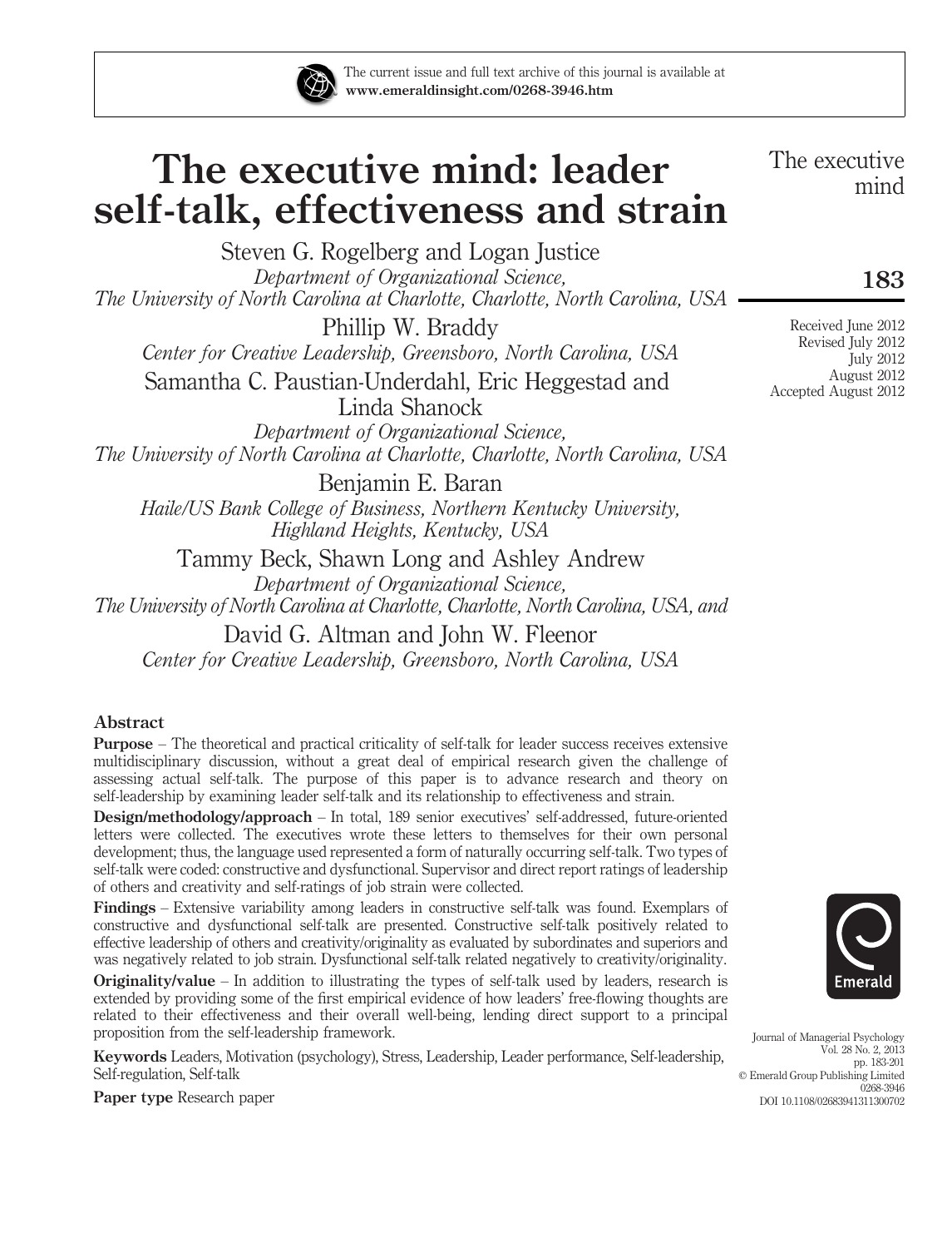The current issue and full text archive of this journal is available at
www.emeraldinsight.com/0268-3946.htm

# The executive mind: leader self-talk, effectiveness and strain

Steven G. Rogelberg and Logan Justice
*Department of Organizational Science, The University of North Carolina at Charlotte, Charlotte, North Carolina, USA*

Phillip W. Braddy
*Center for Creative Leadership, Greensboro, North Carolina, USA*

Samantha C. Paustian-Underdahl, Eric Heggestad and Linda Shanock
*Department of Organizational Science, The University of North Carolina at Charlotte, Charlotte, North Carolina, USA*

Benjamin E. Baran
*Haile/US Bank College of Business, Northern Kentucky University, Highland Heights, Kentucky, USA*

Tammy Beck, Shawn Long and Ashley Andrew
*Department of Organizational Science, The University of North Carolina at Charlotte, Charlotte, North Carolina, USA, and*

David G. Altman and John W. Fleenor
*Center for Creative Leadership, Greensboro, North Carolina, USA*

Received June 2012
Revised July 2012
July 2012
August 2012
Accepted August 2012

## Abstract

**Purpose** – The theoretical and practical criticality of self-talk for leader success receives extensive multidisciplinary discussion, without a great deal of empirical research given the challenge of assessing actual self-talk. The purpose of this paper is to advance research and theory on self-leadership by examining leader self-talk and its relationship to effectiveness and strain.

**Design/methodology/approach** – In total, 189 senior executives' self-addressed, future-oriented letters were collected. The executives wrote these letters to themselves for their own personal development; thus, the language used represented a form of naturally occurring self-talk. Two types of self-talk were coded: constructive and dysfunctional. Supervisor and direct report ratings of leadership of others and creativity and self-ratings of job strain were collected.

**Findings** – Extensive variability among leaders in constructive self-talk was found. Exemplars of constructive and dysfunctional self-talk are presented. Constructive self-talk positively related to effective leadership of others and creativity/originality as evaluated by subordinates and superiors and was negatively related to job strain. Dysfunctional self-talk related negatively to creativity/originality.

**Originality/value** – In addition to illustrating the types of self-talk used by leaders, research is extended by providing some of the first empirical evidence of how leaders' free-flowing thoughts are related to their effectiveness and their overall well-being, lending direct support to a principal proposition from the self-leadership framework.

**Keywords** Leaders, Motivation (psychology), Stress, Leadership, Leader performance, Self-leadership, Self-regulation, Self-talk

**Paper type** Research paper

Journal of Managerial Psychology
Vol. 28 No. 2, 2013
pp. 183-201
© Emerald Group Publishing Limited
0268-3946
DOI 10.1108/02683941311300702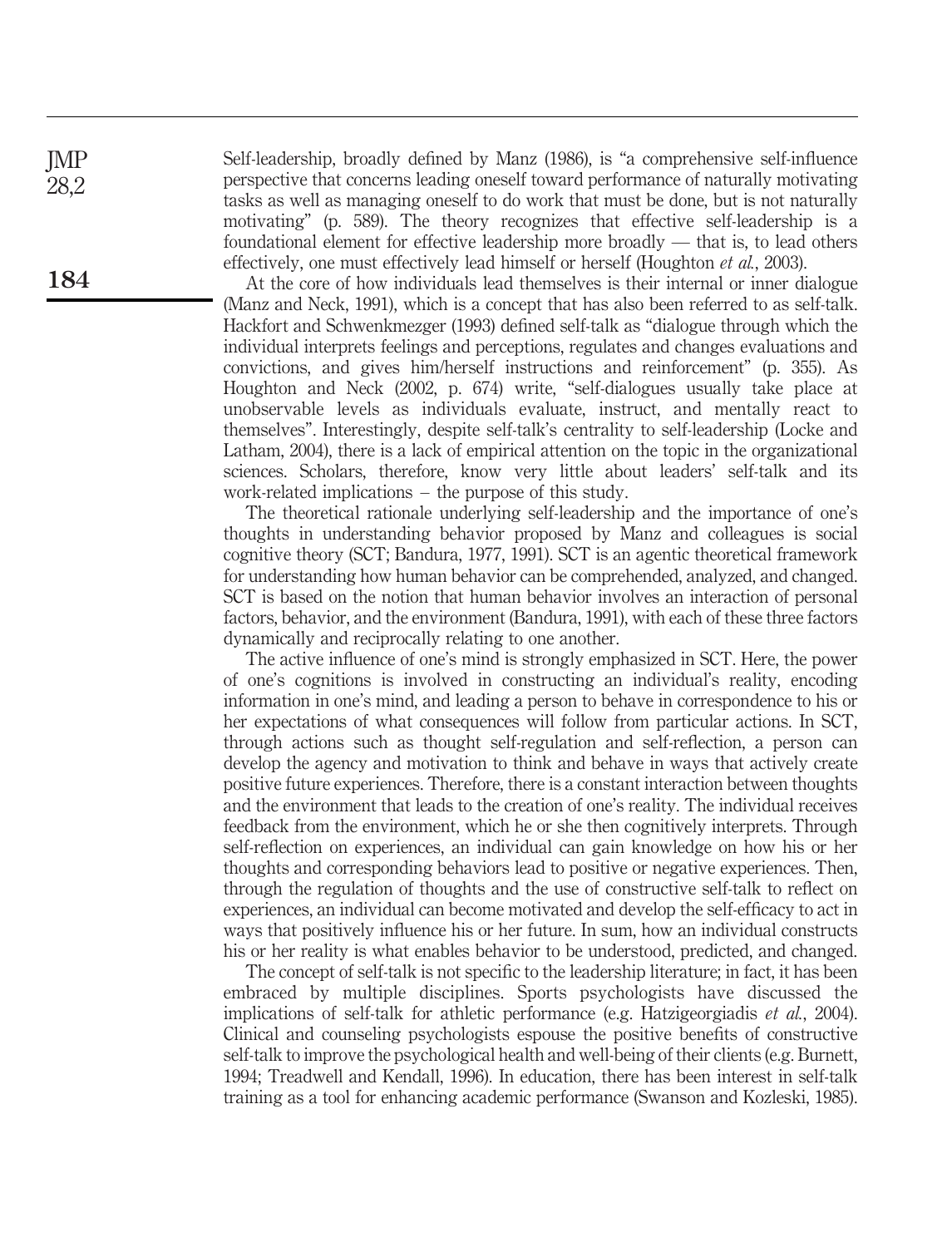Self-leadership, broadly defined by Manz (1986), is "a comprehensive self-influence perspective that concerns leading oneself toward performance of naturally motivating tasks as well as managing oneself to do work that must be done, but is not naturally motivating" (p. 589). The theory recognizes that effective self-leadership is a foundational element for effective leadership more broadly — that is, to lead others effectively, one must effectively lead himself or herself (Houghton *et al.*, 2003).

At the core of how individuals lead themselves is their internal or inner dialogue (Manz and Neck, 1991), which is a concept that has also been referred to as self-talk. Hackfort and Schwenkmezger (1993) defined self-talk as "dialogue through which the individual interprets feelings and perceptions, regulates and changes evaluations and convictions, and gives him/herself instructions and reinforcement" (p. 355). As Houghton and Neck (2002, p. 674) write, "self-dialogues usually take place at unobservable levels as individuals evaluate, instruct, and mentally react to themselves". Interestingly, despite self-talk's centrality to self-leadership (Locke and Latham, 2004), there is a lack of empirical attention on the topic in the organizational sciences. Scholars, therefore, know very little about leaders' self-talk and its work-related implications – the purpose of this study.

The theoretical rationale underlying self-leadership and the importance of one's thoughts in understanding behavior proposed by Manz and colleagues is social cognitive theory (SCT; Bandura, 1977, 1991). SCT is an agentic theoretical framework for understanding how human behavior can be comprehended, analyzed, and changed. SCT is based on the notion that human behavior involves an interaction of personal factors, behavior, and the environment (Bandura, 1991), with each of these three factors dynamically and reciprocally relating to one another.

The active influence of one's mind is strongly emphasized in SCT. Here, the power of one's cognitions is involved in constructing an individual's reality, encoding information in one's mind, and leading a person to behave in correspondence to his or her expectations of what consequences will follow from particular actions. In SCT, through actions such as thought self-regulation and self-reflection, a person can develop the agency and motivation to think and behave in ways that actively create positive future experiences. Therefore, there is a constant interaction between thoughts and the environment that leads to the creation of one's reality. The individual receives feedback from the environment, which he or she then cognitively interprets. Through self-reflection on experiences, an individual can gain knowledge on how his or her thoughts and corresponding behaviors lead to positive or negative experiences. Then, through the regulation of thoughts and the use of constructive self-talk to reflect on experiences, an individual can become motivated and develop the self-efficacy to act in ways that positively influence his or her future. In sum, how an individual constructs his or her reality is what enables behavior to be understood, predicted, and changed.

The concept of self-talk is not specific to the leadership literature; in fact, it has been embraced by multiple disciplines. Sports psychologists have discussed the implications of self-talk for athletic performance (e.g. Hatzigeorgiadis *et al.*, 2004). Clinical and counseling psychologists espouse the positive benefits of constructive self-talk to improve the psychological health and well-being of their clients (e.g. Burnett, 1994; Treadwell and Kendall, 1996). In education, there has been interest in self-talk training as a tool for enhancing academic performance (Swanson and Kozleski, 1985).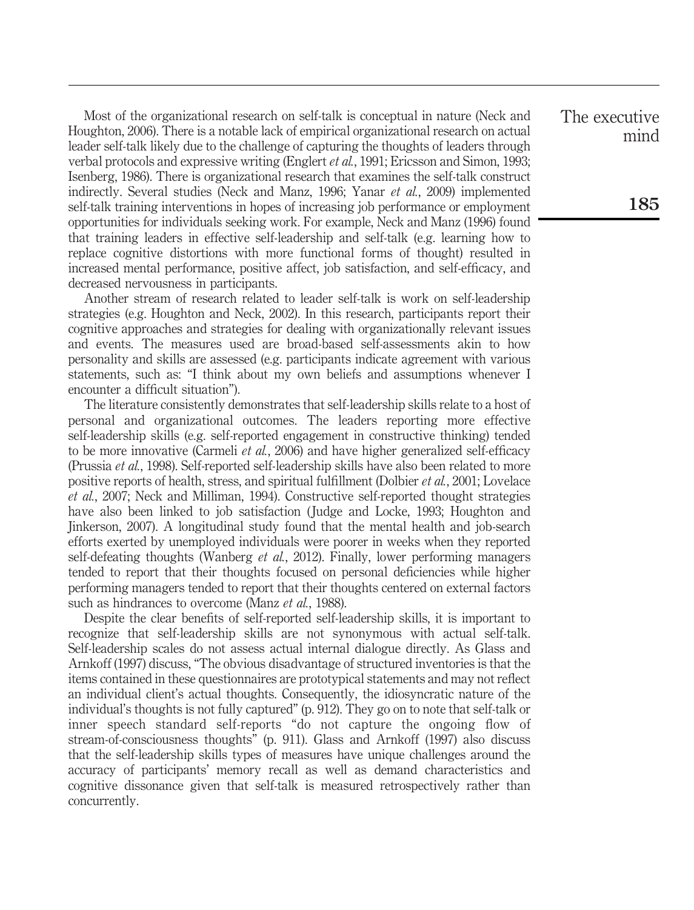Most of the organizational research on self-talk is conceptual in nature (Neck and Houghton, 2006). There is a notable lack of empirical organizational research on actual leader self-talk likely due to the challenge of capturing the thoughts of leaders through verbal protocols and expressive writing (Englert *et al.*, 1991; Ericsson and Simon, 1993; Isenberg, 1986). There is organizational research that examines the self-talk construct indirectly. Several studies (Neck and Manz, 1996; Yanar *et al.*, 2009) implemented self-talk training interventions in hopes of increasing job performance or employment opportunities for individuals seeking work. For example, Neck and Manz (1996) found that training leaders in effective self-leadership and self-talk (e.g. learning how to replace cognitive distortions with more functional forms of thought) resulted in increased mental performance, positive affect, job satisfaction, and self-efficacy, and decreased nervousness in participants.

Another stream of research related to leader self-talk is work on self-leadership strategies (e.g. Houghton and Neck, 2002). In this research, participants report their cognitive approaches and strategies for dealing with organizationally relevant issues and events. The measures used are broad-based self-assessments akin to how personality and skills are assessed (e.g. participants indicate agreement with various statements, such as: "I think about my own beliefs and assumptions whenever I encounter a difficult situation").

The literature consistently demonstrates that self-leadership skills relate to a host of personal and organizational outcomes. The leaders reporting more effective self-leadership skills (e.g. self-reported engagement in constructive thinking) tended to be more innovative (Carmeli *et al.*, 2006) and have higher generalized self-efficacy (Prussia *et al.*, 1998). Self-reported self-leadership skills have also been related to more positive reports of health, stress, and spiritual fulfillment (Dolbier *et al.*, 2001; Lovelace *et al.*, 2007; Neck and Milliman, 1994). Constructive self-reported thought strategies have also been linked to job satisfaction (Judge and Locke, 1993; Houghton and Jinkerson, 2007). A longitudinal study found that the mental health and job-search efforts exerted by unemployed individuals were poorer in weeks when they reported self-defeating thoughts (Wanberg *et al.*, 2012). Finally, lower performing managers tended to report that their thoughts focused on personal deficiencies while higher performing managers tended to report that their thoughts centered on external factors such as hindrances to overcome (Manz *et al.*, 1988).

Despite the clear benefits of self-reported self-leadership skills, it is important to recognize that self-leadership skills are not synonymous with actual self-talk. Self-leadership scales do not assess actual internal dialogue directly. As Glass and Arnkoff (1997) discuss, "The obvious disadvantage of structured inventories is that the items contained in these questionnaires are prototypical statements and may not reflect an individual client's actual thoughts. Consequently, the idiosyncratic nature of the individual's thoughts is not fully captured" (p. 912). They go on to note that self-talk or inner speech standard self-reports "do not capture the ongoing flow of stream-of-consciousness thoughts" (p. 911). Glass and Arnkoff (1997) also discuss that the self-leadership skills types of measures have unique challenges around the accuracy of participants' memory recall as well as demand characteristics and cognitive dissonance given that self-talk is measured retrospectively rather than concurrently.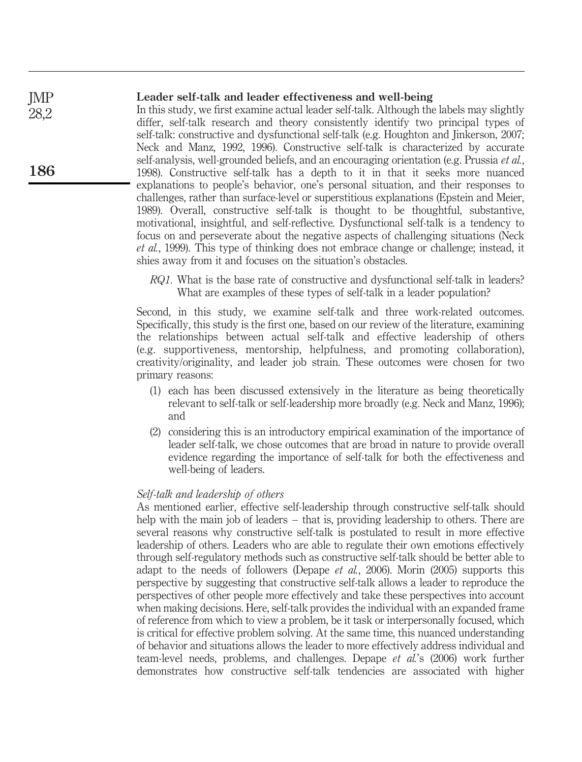## Leader self-talk and leader effectiveness and well-being

In this study, we first examine actual leader self-talk. Although the labels may slightly differ, self-talk research and theory consistently identify two principal types of self-talk: constructive and dysfunctional self-talk (e.g. Houghton and Jinkerson, 2007; Neck and Manz, 1992, 1996). Constructive self-talk is characterized by accurate self-analysis, well-grounded beliefs, and an encouraging orientation (e.g. Prussia *et al.*, 1998). Constructive self-talk has a depth to it in that it seeks more nuanced explanations to people's behavior, one's personal situation, and their responses to challenges, rather than surface-level or superstitious explanations (Epstein and Meier, 1989). Overall, constructive self-talk is thought to be thoughtful, substantive, motivational, insightful, and self-reflective. Dysfunctional self-talk is a tendency to focus on and perseverate about the negative aspects of challenging situations (Neck *et al.*, 1999). This type of thinking does not embrace change or challenge; instead, it shies away from it and focuses on the situation's obstacles.

*RQ1*. What is the base rate of constructive and dysfunctional self-talk in leaders? What are examples of these types of self-talk in a leader population?

Second, in this study, we examine self-talk and three work-related outcomes. Specifically, this study is the first one, based on our review of the literature, examining the relationships between actual self-talk and effective leadership of others (e.g. supportiveness, mentorship, helpfulness, and promoting collaboration), creativity/originality, and leader job strain. These outcomes were chosen for two primary reasons:

1. each has been discussed extensively in the literature as being theoretically relevant to self-talk or self-leadership more broadly (e.g. Neck and Manz, 1996); and
2. considering this is an introductory empirical examination of the importance of leader self-talk, we chose outcomes that are broad in nature to provide overall evidence regarding the importance of self-talk for both the effectiveness and well-being of leaders.

### *Self-talk and leadership of others*

As mentioned earlier, effective self-leadership through constructive self-talk should help with the main job of leaders – that is, providing leadership to others. There are several reasons why constructive self-talk is postulated to result in more effective leadership of others. Leaders who are able to regulate their own emotions effectively through self-regulatory methods such as constructive self-talk should be better able to adapt to the needs of followers (Depape *et al.*, 2006). Morin (2005) supports this perspective by suggesting that constructive self-talk allows a leader to reproduce the perspectives of other people more effectively and take these perspectives into account when making decisions. Here, self-talk provides the individual with an expanded frame of reference from which to view a problem, be it task or interpersonally focused, which is critical for effective problem solving. At the same time, this nuanced understanding of behavior and situations allows the leader to more effectively address individual and team-level needs, problems, and challenges. Depape *et al.*'s (2006) work further demonstrates how constructive self-talk tendencies are associated with higher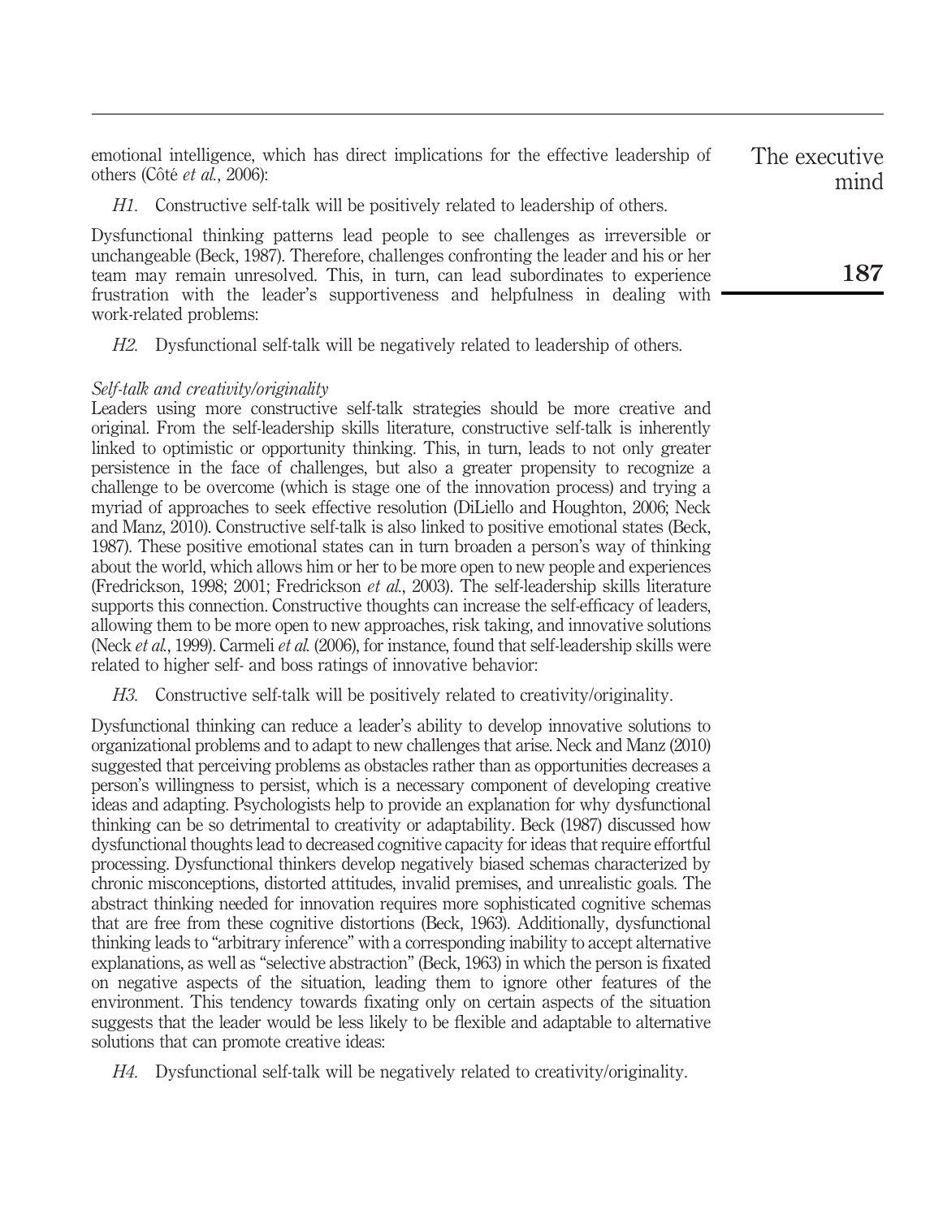emotional intelligence, which has direct implications for the effective leadership of others (Côté *et al.*, 2006):

*H1*. Constructive self-talk will be positively related to leadership of others.

Dysfunctional thinking patterns lead people to see challenges as irreversible or unchangeable (Beck, 1987). Therefore, challenges confronting the leader and his or her team may remain unresolved. This, in turn, can lead subordinates to experience frustration with the leader's supportiveness and helpfulness in dealing with work-related problems:

*H2*. Dysfunctional self-talk will be negatively related to leadership of others.

### *Self-talk and creativity/originality*

Leaders using more constructive self-talk strategies should be more creative and original. From the self-leadership skills literature, constructive self-talk is inherently linked to optimistic or opportunity thinking. This, in turn, leads to not only greater persistence in the face of challenges, but also a greater propensity to recognize a challenge to be overcome (which is stage one of the innovation process) and trying a myriad of approaches to seek effective resolution (DiLiello and Houghton, 2006; Neck and Manz, 2010). Constructive self-talk is also linked to positive emotional states (Beck, 1987). These positive emotional states can in turn broaden a person's way of thinking about the world, which allows him or her to be more open to new people and experiences (Fredrickson, 1998; 2001; Fredrickson *et al.*, 2003). The self-leadership skills literature supports this connection. Constructive thoughts can increase the self-efficacy of leaders, allowing them to be more open to new approaches, risk taking, and innovative solutions (Neck *et al.*, 1999). Carmeli *et al.* (2006), for instance, found that self-leadership skills were related to higher self- and boss ratings of innovative behavior:

*H3*. Constructive self-talk will be positively related to creativity/originality.

Dysfunctional thinking can reduce a leader's ability to develop innovative solutions to organizational problems and to adapt to new challenges that arise. Neck and Manz (2010) suggested that perceiving problems as obstacles rather than as opportunities decreases a person's willingness to persist, which is a necessary component of developing creative ideas and adapting. Psychologists help to provide an explanation for why dysfunctional thinking can be so detrimental to creativity or adaptability. Beck (1987) discussed how dysfunctional thoughts lead to decreased cognitive capacity for ideas that require effortful processing. Dysfunctional thinkers develop negatively biased schemas characterized by chronic misconceptions, distorted attitudes, invalid premises, and unrealistic goals. The abstract thinking needed for innovation requires more sophisticated cognitive schemas that are free from these cognitive distortions (Beck, 1963). Additionally, dysfunctional thinking leads to "arbitrary inference" with a corresponding inability to accept alternative explanations, as well as "selective abstraction" (Beck, 1963) in which the person is fixated on negative aspects of the situation, leading them to ignore other features of the environment. This tendency towards fixating only on certain aspects of the situation suggests that the leader would be less likely to be flexible and adaptable to alternative solutions that can promote creative ideas:

*H4*. Dysfunctional self-talk will be negatively related to creativity/originality.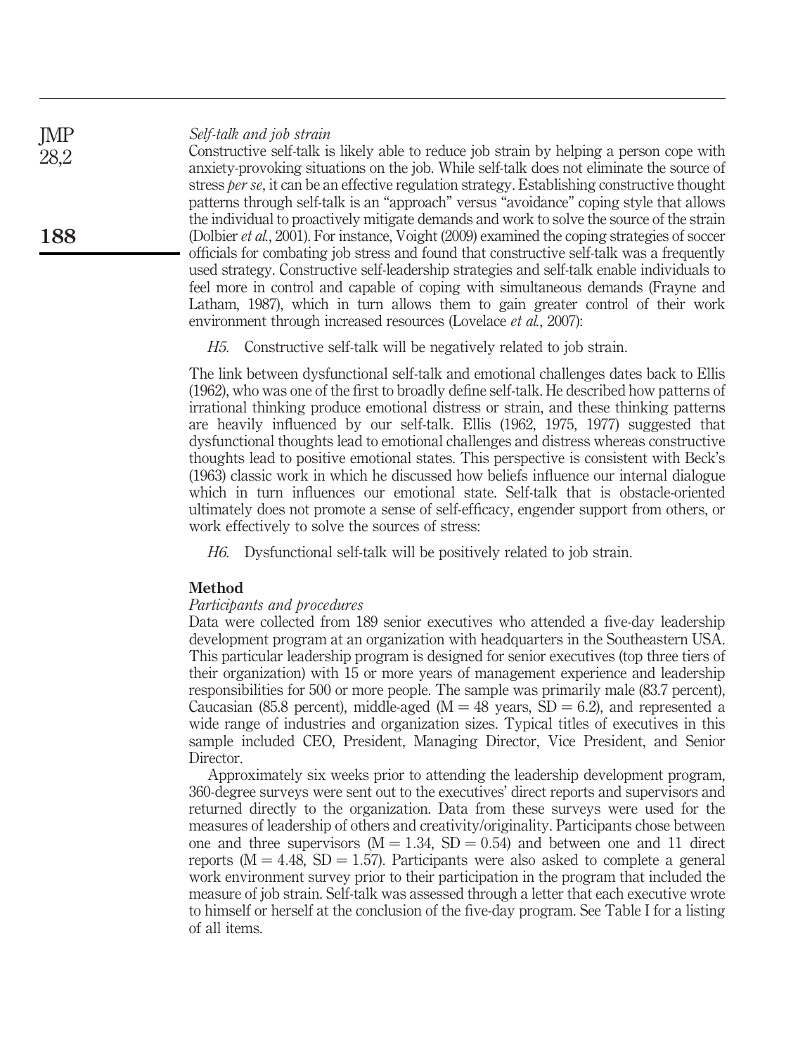### *Self-talk and job strain*

Constructive self-talk is likely able to reduce job strain by helping a person cope with anxiety-provoking situations on the job. While self-talk does not eliminate the source of stress *per se*, it can be an effective regulation strategy. Establishing constructive thought patterns through self-talk is an "approach" versus "avoidance" coping style that allows the individual to proactively mitigate demands and work to solve the source of the strain (Dolbier *et al.*, 2001). For instance, Voight (2009) examined the coping strategies of soccer officials for combating job stress and found that constructive self-talk was a frequently used strategy. Constructive self-leadership strategies and self-talk enable individuals to feel more in control and capable of coping with simultaneous demands (Frayne and Latham, 1987), which in turn allows them to gain greater control of their work environment through increased resources (Lovelace *et al.*, 2007):

*H5*. Constructive self-talk will be negatively related to job strain.

The link between dysfunctional self-talk and emotional challenges dates back to Ellis (1962), who was one of the first to broadly define self-talk. He described how patterns of irrational thinking produce emotional distress or strain, and these thinking patterns are heavily influenced by our self-talk. Ellis (1962, 1975, 1977) suggested that dysfunctional thoughts lead to emotional challenges and distress whereas constructive thoughts lead to positive emotional states. This perspective is consistent with Beck's (1963) classic work in which he discussed how beliefs influence our internal dialogue which in turn influences our emotional state. Self-talk that is obstacle-oriented ultimately does not promote a sense of self-efficacy, engender support from others, or work effectively to solve the sources of stress:

*H6*. Dysfunctional self-talk will be positively related to job strain.

## Method

### *Participants and procedures*

Data were collected from 189 senior executives who attended a five-day leadership development program at an organization with headquarters in the Southeastern USA. This particular leadership program is designed for senior executives (top three tiers of their organization) with 15 or more years of management experience and leadership responsibilities for 500 or more people. The sample was primarily male (83.7 percent), Caucasian (85.8 percent), middle-aged ($M = 48$ years, $SD = 6.2$), and represented a wide range of industries and organization sizes. Typical titles of executives in this sample included CEO, President, Managing Director, Vice President, and Senior Director.

Approximately six weeks prior to attending the leadership development program, 360-degree surveys were sent out to the executives' direct reports and supervisors and returned directly to the organization. Data from these surveys were used for the measures of leadership of others and creativity/originality. Participants chose between one and three supervisors ($M = 1.34$, $SD = 0.54$) and between one and 11 direct reports ($M = 4.48$, $SD = 1.57$). Participants were also asked to complete a general work environment survey prior to their participation in the program that included the measure of job strain. Self-talk was assessed through a letter that each executive wrote to himself or herself at the conclusion of the five-day program. See Table I for a listing of all items.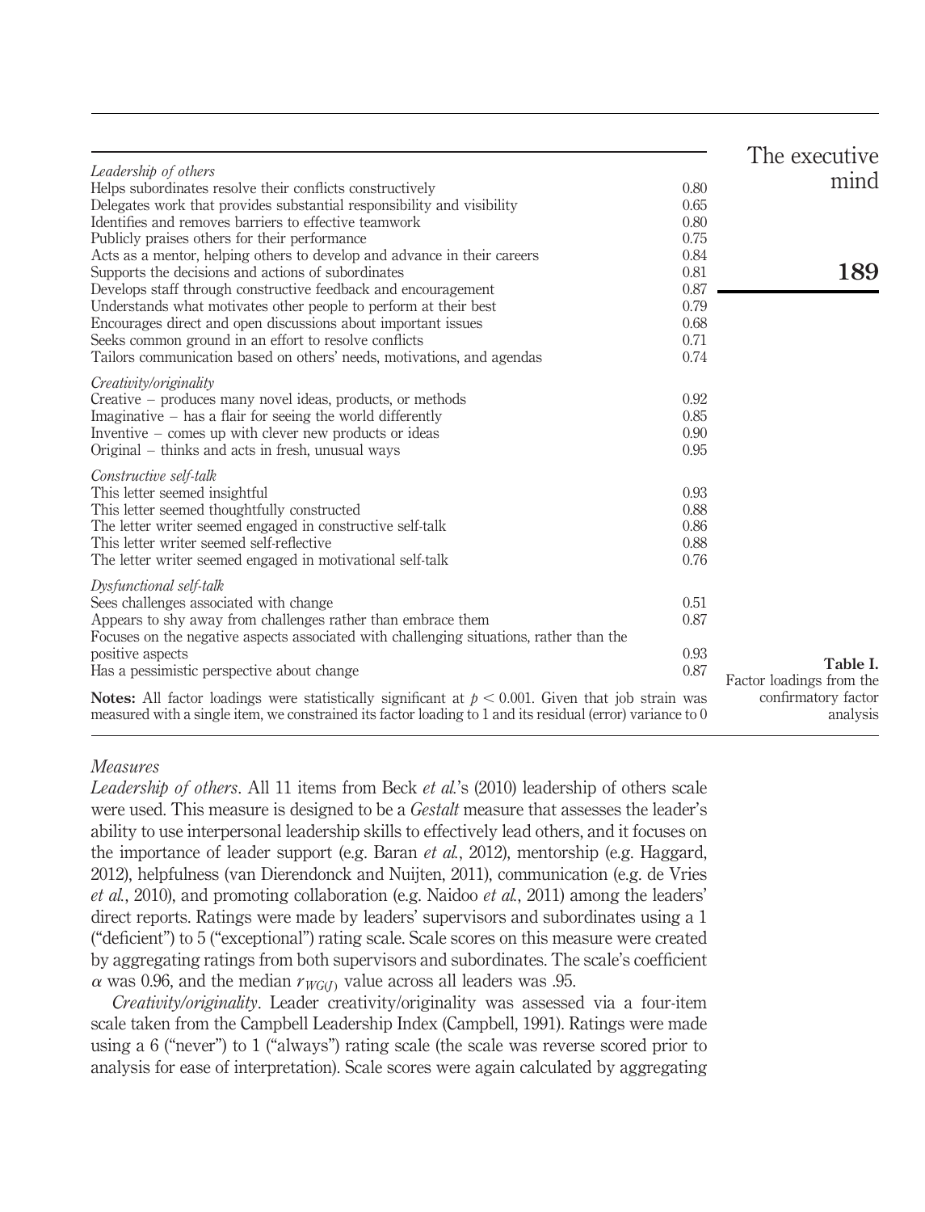Table I. Factor loadings from the confirmatory factor analysis

| Item | Loading |
|---|---|
| *Leadership of others* | |
| Helps subordinates resolve their conflicts constructively | 0.80 |
| Delegates work that provides substantial responsibility and visibility | 0.65 |
| Identifies and removes barriers to effective teamwork | 0.80 |
| Publicly praises others for their performance | 0.75 |
| Acts as a mentor, helping others to develop and advance in their careers | 0.84 |
| Supports the decisions and actions of subordinates | 0.81 |
| Develops staff through constructive feedback and encouragement | 0.87 |
| Understands what motivates other people to perform at their best | 0.79 |
| Encourages direct and open discussions about important issues | 0.68 |
| Seeks common ground in an effort to resolve conflicts | 0.71 |
| Tailors communication based on others' needs, motivations, and agendas | 0.74 |
| *Creativity/originality* | |
| Creative – produces many novel ideas, products, or methods | 0.92 |
| Imaginative – has a flair for seeing the world differently | 0.85 |
| Inventive – comes up with clever new products or ideas | 0.90 |
| Original – thinks and acts in fresh, unusual ways | 0.95 |
| *Constructive self-talk* | |
| This letter seemed insightful | 0.93 |
| This letter seemed thoughtfully constructed | 0.88 |
| The letter writer seemed engaged in constructive self-talk | 0.86 |
| This letter writer seemed self-reflective | 0.88 |
| The letter writer seemed engaged in motivational self-talk | 0.76 |
| *Dysfunctional self-talk* | |
| Sees challenges associated with change | 0.51 |
| Appears to shy away from challenges rather than embrace them | 0.87 |
| Focuses on the negative aspects associated with challenging situations, rather than the positive aspects | 0.93 |
| Has a pessimistic perspective about change | 0.87 |

**Notes:** All factor loadings were statistically significant at $p < 0.001$. Given that job strain was measured with a single item, we constrained its factor loading to 1 and its residual (error) variance to 0

### *Measures*

*Leadership of others*. All 11 items from Beck *et al.*'s (2010) leadership of others scale were used. This measure is designed to be a *Gestalt* measure that assesses the leader's ability to use interpersonal leadership skills to effectively lead others, and it focuses on the importance of leader support (e.g. Baran *et al.*, 2012), mentorship (e.g. Haggard, 2012), helpfulness (van Dierendonck and Nuijten, 2011), communication (e.g. de Vries *et al.*, 2010), and promoting collaboration (e.g. Naidoo *et al.*, 2011) among the leaders' direct reports. Ratings were made by leaders' supervisors and subordinates using a 1 ("deficient") to 5 ("exceptional") rating scale. Scale scores on this measure were created by aggregating ratings from both supervisors and subordinates. The scale's coefficient $\alpha$ was 0.96, and the median $r_{WG(J)}$ value across all leaders was .95.

*Creativity/originality*. Leader creativity/originality was assessed via a four-item scale taken from the Campbell Leadership Index (Campbell, 1991). Ratings were made using a 6 ("never") to 1 ("always") rating scale (the scale was reverse scored prior to analysis for ease of interpretation). Scale scores were again calculated by aggregating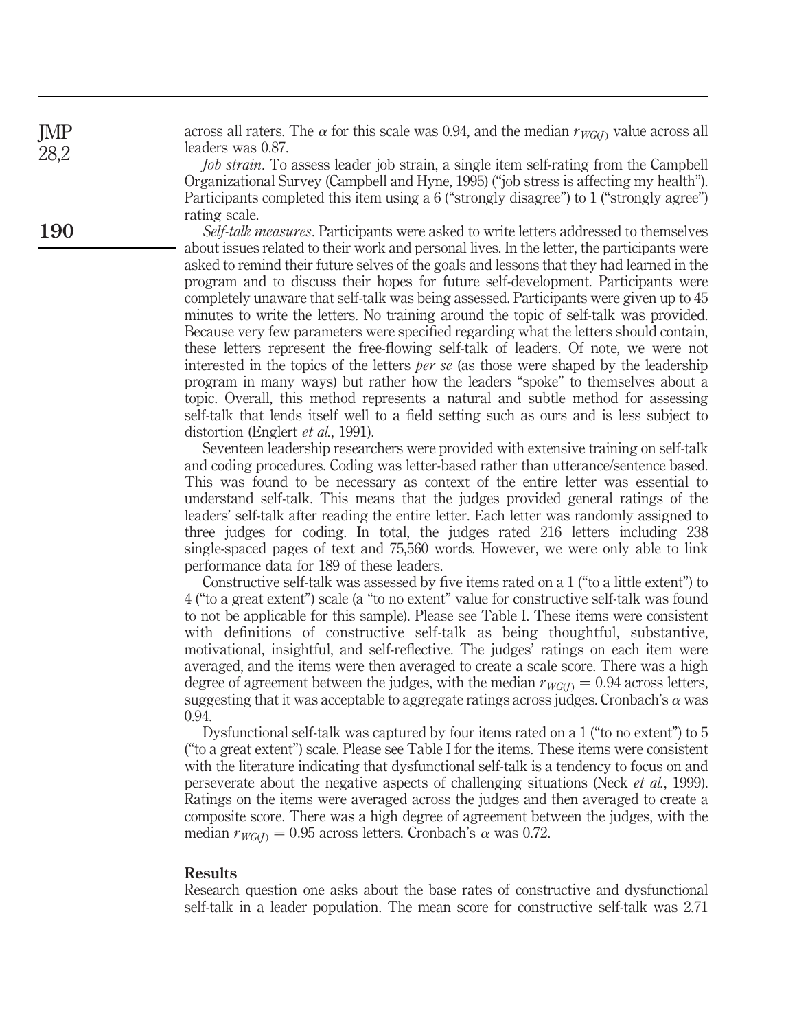across all raters. The $\alpha$ for this scale was 0.94, and the median $r_{WG(J)}$ value across all leaders was 0.87.

*Job strain*. To assess leader job strain, a single item self-rating from the Campbell Organizational Survey (Campbell and Hyne, 1995) ("job stress is affecting my health"). Participants completed this item using a 6 ("strongly disagree") to 1 ("strongly agree") rating scale.

*Self-talk measures*. Participants were asked to write letters addressed to themselves about issues related to their work and personal lives. In the letter, the participants were asked to remind their future selves of the goals and lessons that they had learned in the program and to discuss their hopes for future self-development. Participants were completely unaware that self-talk was being assessed. Participants were given up to 45 minutes to write the letters. No training around the topic of self-talk was provided. Because very few parameters were specified regarding what the letters should contain, these letters represent the free-flowing self-talk of leaders. Of note, we were not interested in the topics of the letters *per se* (as those were shaped by the leadership program in many ways) but rather how the leaders "spoke" to themselves about a topic. Overall, this method represents a natural and subtle method for assessing self-talk that lends itself well to a field setting such as ours and is less subject to distortion (Englert *et al.*, 1991).

Seventeen leadership researchers were provided with extensive training on self-talk and coding procedures. Coding was letter-based rather than utterance/sentence based. This was found to be necessary as context of the entire letter was essential to understand self-talk. This means that the judges provided general ratings of the leaders' self-talk after reading the entire letter. Each letter was randomly assigned to three judges for coding. In total, the judges rated 216 letters including 238 single-spaced pages of text and 75,560 words. However, we were only able to link performance data for 189 of these leaders.

Constructive self-talk was assessed by five items rated on a 1 ("to a little extent") to 4 ("to a great extent") scale (a "to no extent" value for constructive self-talk was found to not be applicable for this sample). Please see Table I. These items were consistent with definitions of constructive self-talk as being thoughtful, substantive, motivational, insightful, and self-reflective. The judges' ratings on each item were averaged, and the items were then averaged to create a scale score. There was a high degree of agreement between the judges, with the median $r_{WG(J)} = 0.94$ across letters, suggesting that it was acceptable to aggregate ratings across judges. Cronbach's $\alpha$ was 0.94.

Dysfunctional self-talk was captured by four items rated on a 1 ("to no extent") to 5 ("to a great extent") scale. Please see Table I for the items. These items were consistent with the literature indicating that dysfunctional self-talk is a tendency to focus on and perseverate about the negative aspects of challenging situations (Neck *et al.*, 1999). Ratings on the items were averaged across the judges and then averaged to create a composite score. There was a high degree of agreement between the judges, with the median $r_{WG(J)} = 0.95$ across letters. Cronbach's $\alpha$ was 0.72.

## Results

Research question one asks about the base rates of constructive and dysfunctional self-talk in a leader population. The mean score for constructive self-talk was 2.71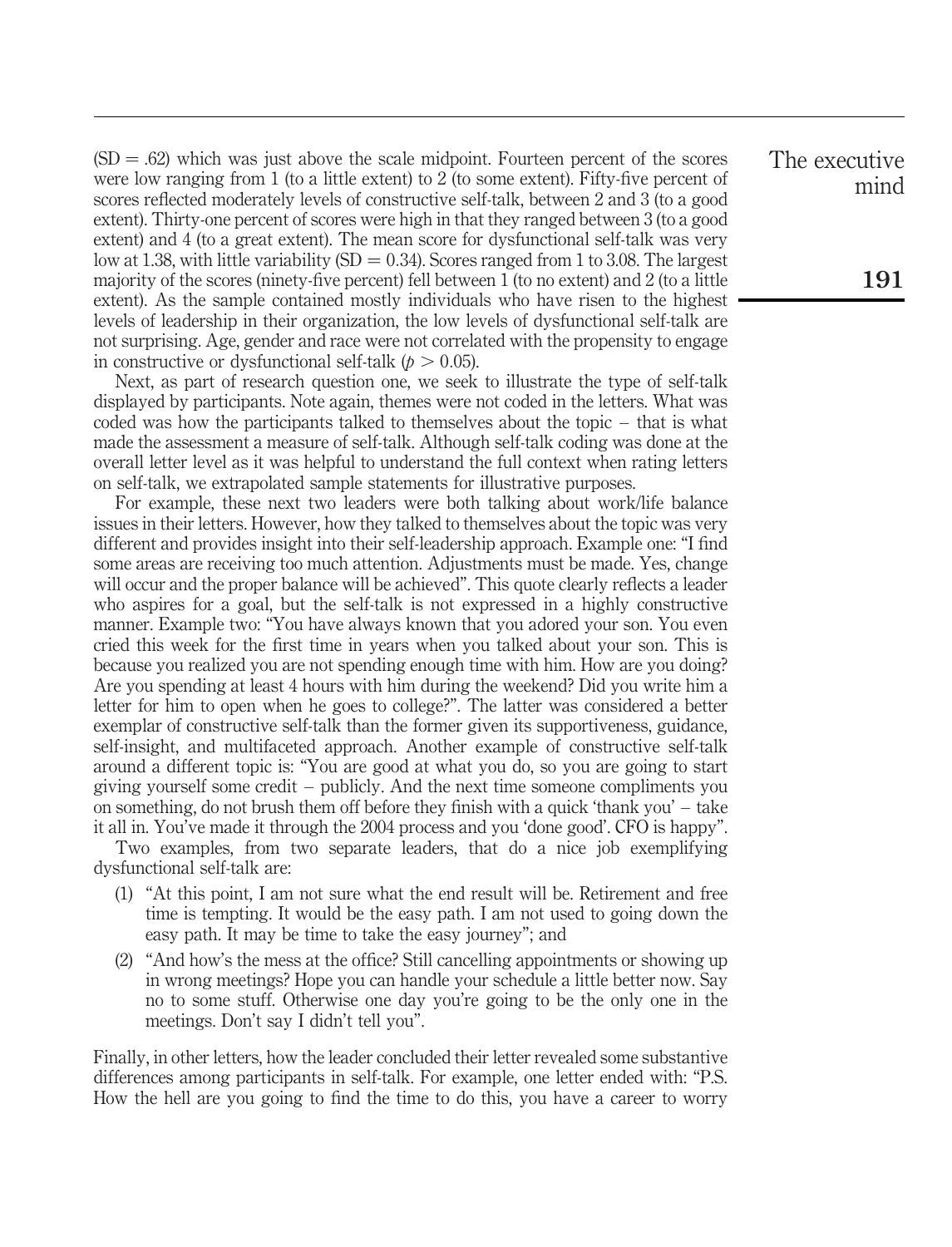(SD = .62) which was just above the scale midpoint. Fourteen percent of the scores were low ranging from 1 (to a little extent) to 2 (to some extent). Fifty-five percent of scores reflected moderately levels of constructive self-talk, between 2 and 3 (to a good extent). Thirty-one percent of scores were high in that they ranged between 3 (to a good extent) and 4 (to a great extent). The mean score for dysfunctional self-talk was very low at 1.38, with little variability (SD = 0.34). Scores ranged from 1 to 3.08. The largest majority of the scores (ninety-five percent) fell between 1 (to no extent) and 2 (to a little extent). As the sample contained mostly individuals who have risen to the highest levels of leadership in their organization, the low levels of dysfunctional self-talk are not surprising. Age, gender and race were not correlated with the propensity to engage in constructive or dysfunctional self-talk ($p > 0.05$).

Next, as part of research question one, we seek to illustrate the type of self-talk displayed by participants. Note again, themes were not coded in the letters. What was coded was how the participants talked to themselves about the topic – that is what made the assessment a measure of self-talk. Although self-talk coding was done at the overall letter level as it was helpful to understand the full context when rating letters on self-talk, we extrapolated sample statements for illustrative purposes.

For example, these next two leaders were both talking about work/life balance issues in their letters. However, how they talked to themselves about the topic was very different and provides insight into their self-leadership approach. Example one: "I find some areas are receiving too much attention. Adjustments must be made. Yes, change will occur and the proper balance will be achieved". This quote clearly reflects a leader who aspires for a goal, but the self-talk is not expressed in a highly constructive manner. Example two: "You have always known that you adored your son. You even cried this week for the first time in years when you talked about your son. This is because you realized you are not spending enough time with him. How are you doing? Are you spending at least 4 hours with him during the weekend? Did you write him a letter for him to open when he goes to college?". The latter was considered a better exemplar of constructive self-talk than the former given its supportiveness, guidance, self-insight, and multifaceted approach. Another example of constructive self-talk around a different topic is: "You are good at what you do, so you are going to start giving yourself some credit – publicly. And the next time someone compliments you on something, do not brush them off before they finish with a quick 'thank you' – take it all in. You've made it through the 2004 process and you 'done good'. CFO is happy".

Two examples, from two separate leaders, that do a nice job exemplifying dysfunctional self-talk are:

(1) "At this point, I am not sure what the end result will be. Retirement and free time is tempting. It would be the easy path. I am not used to going down the easy path. It may be time to take the easy journey"; and

(2) "And how's the mess at the office? Still cancelling appointments or showing up in wrong meetings? Hope you can handle your schedule a little better now. Say no to some stuff. Otherwise one day you're going to be the only one in the meetings. Don't say I didn't tell you".

Finally, in other letters, how the leader concluded their letter revealed some substantive differences among participants in self-talk. For example, one letter ended with: "P.S. How the hell are you going to find the time to do this, you have a career to worry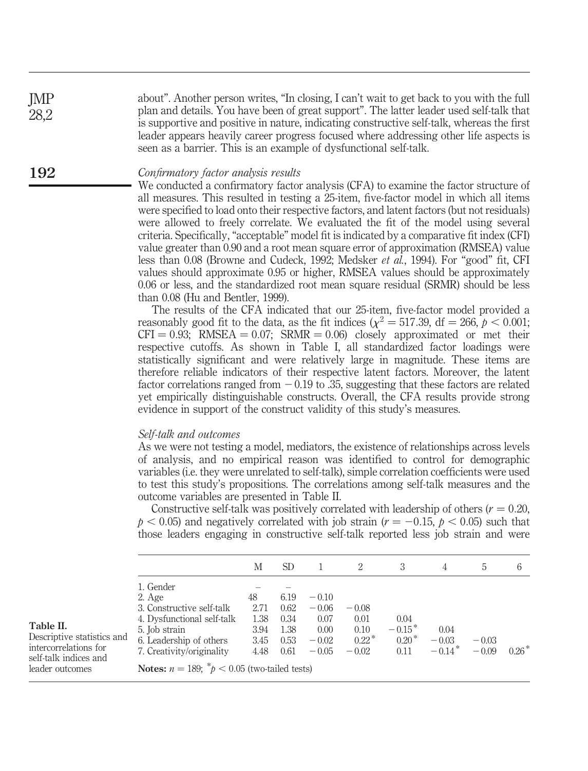about". Another person writes, "In closing, I can't wait to get back to you with the full plan and details. You have been of great support". The latter leader used self-talk that is supportive and positive in nature, indicating constructive self-talk, whereas the first leader appears heavily career progress focused where addressing other life aspects is seen as a barrier. This is an example of dysfunctional self-talk.

### *Confirmatory factor analysis results*

We conducted a confirmatory factor analysis (CFA) to examine the factor structure of all measures. This resulted in testing a 25-item, five-factor model in which all items were specified to load onto their respective factors, and latent factors (but not residuals) were allowed to freely correlate. We evaluated the fit of the model using several criteria. Specifically, "acceptable" model fit is indicated by a comparative fit index (CFI) value greater than 0.90 and a root mean square error of approximation (RMSEA) value less than 0.08 (Browne and Cudeck, 1992; Medsker *et al.*, 1994). For "good" fit, CFI values should approximate 0.95 or higher, RMSEA values should be approximately 0.06 or less, and the standardized root mean square residual (SRMR) should be less than 0.08 (Hu and Bentler, 1999).

The results of the CFA indicated that our 25-item, five-factor model provided a reasonably good fit to the data, as the fit indices ($\chi^2 = 517.39$, df $= 266$, $p < 0.001$; CFI $= 0.93$; RMSEA $= 0.07$; SRMR $= 0.06$) closely approximated or met their respective cutoffs. As shown in Table I, all standardized factor loadings were statistically significant and were relatively large in magnitude. These items are therefore reliable indicators of their respective latent factors. Moreover, the latent factor correlations ranged from $-0.19$ to .35, suggesting that these factors are related yet empirically distinguishable constructs. Overall, the CFA results provide strong evidence in support of the construct validity of this study's measures.

### *Self-talk and outcomes*

As we were not testing a model, mediators, the existence of relationships across levels of analysis, and no empirical reason was identified to control for demographic variables (i.e. they were unrelated to self-talk), simple correlation coefficients were used to test this study's propositions. The correlations among self-talk measures and the outcome variables are presented in Table II.

Constructive self-talk was positively correlated with leadership of others ($r = 0.20$, $p < 0.05$) and negatively correlated with job strain ($r = -0.15$, $p < 0.05$) such that those leaders engaging in constructive self-talk reported less job strain and were

**Table II.** Descriptive statistics and intercorrelations for self-talk indices and leader outcomes

| | M | SD | 1 | 2 | 3 | 4 | 5 | 6 |
|---|---|---|---|---|---|---|---|---|
| 1. Gender | – | – | | | | | | |
| 2. Age | 48 | 6.19 | −0.10 | | | | | |
| 3. Constructive self-talk | 2.71 | 0.62 | −0.06 | −0.08 | | | | |
| 4. Dysfunctional self-talk | 1.38 | 0.34 | 0.07 | 0.01 | 0.04 | | | |
| 5. Job strain | 3.94 | 1.38 | 0.00 | 0.10 | −0.15* | 0.04 | | |
| 6. Leadership of others | 3.45 | 0.53 | −0.02 | 0.22* | 0.20* | −0.03 | −0.03 | |
| 7. Creativity/originality | 4.48 | 0.61 | −0.05 | −0.02 | 0.11 | −0.14* | −0.09 | 0.26* |

**Notes:** $n = 189$; $^*p < 0.05$ (two-tailed tests)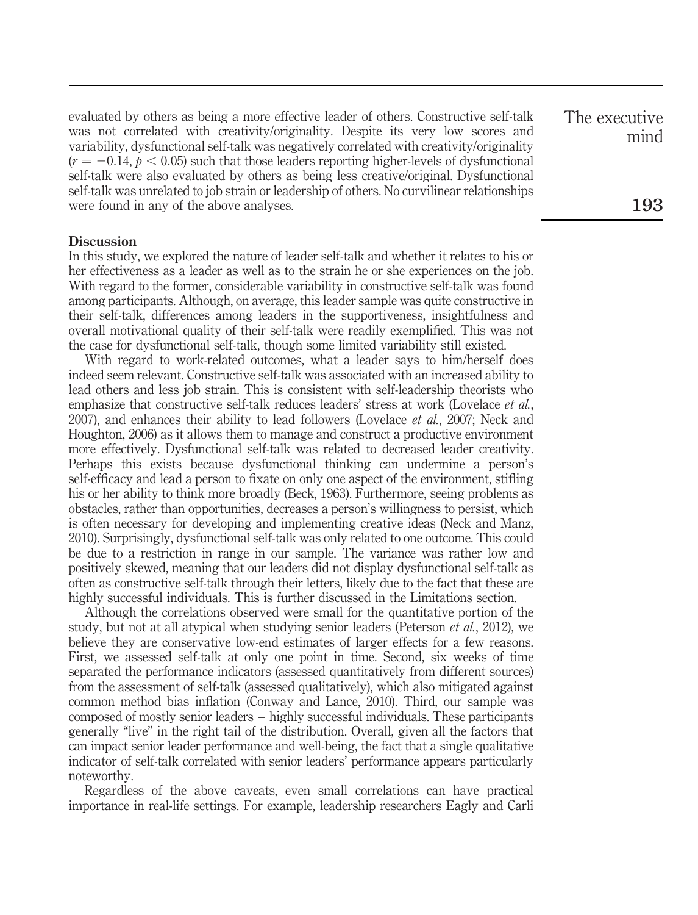evaluated by others as being a more effective leader of others. Constructive self-talk was not correlated with creativity/originality. Despite its very low scores and variability, dysfunctional self-talk was negatively correlated with creativity/originality ($r = -0.14$, $p < 0.05$) such that those leaders reporting higher-levels of dysfunctional self-talk were also evaluated by others as being less creative/original. Dysfunctional self-talk was unrelated to job strain or leadership of others. No curvilinear relationships were found in any of the above analyses.

## Discussion

In this study, we explored the nature of leader self-talk and whether it relates to his or her effectiveness as a leader as well as to the strain he or she experiences on the job. With regard to the former, considerable variability in constructive self-talk was found among participants. Although, on average, this leader sample was quite constructive in their self-talk, differences among leaders in the supportiveness, insightfulness and overall motivational quality of their self-talk were readily exemplified. This was not the case for dysfunctional self-talk, though some limited variability still existed.

With regard to work-related outcomes, what a leader says to him/herself does indeed seem relevant. Constructive self-talk was associated with an increased ability to lead others and less job strain. This is consistent with self-leadership theorists who emphasize that constructive self-talk reduces leaders' stress at work (Lovelace *et al.*, 2007), and enhances their ability to lead followers (Lovelace *et al.*, 2007; Neck and Houghton, 2006) as it allows them to manage and construct a productive environment more effectively. Dysfunctional self-talk was related to decreased leader creativity. Perhaps this exists because dysfunctional thinking can undermine a person's self-efficacy and lead a person to fixate on only one aspect of the environment, stifling his or her ability to think more broadly (Beck, 1963). Furthermore, seeing problems as obstacles, rather than opportunities, decreases a person's willingness to persist, which is often necessary for developing and implementing creative ideas (Neck and Manz, 2010). Surprisingly, dysfunctional self-talk was only related to one outcome. This could be due to a restriction in range in our sample. The variance was rather low and positively skewed, meaning that our leaders did not display dysfunctional self-talk as often as constructive self-talk through their letters, likely due to the fact that these are highly successful individuals. This is further discussed in the Limitations section.

Although the correlations observed were small for the quantitative portion of the study, but not at all atypical when studying senior leaders (Peterson *et al.*, 2012), we believe they are conservative low-end estimates of larger effects for a few reasons. First, we assessed self-talk at only one point in time. Second, six weeks of time separated the performance indicators (assessed quantitatively from different sources) from the assessment of self-talk (assessed qualitatively), which also mitigated against common method bias inflation (Conway and Lance, 2010). Third, our sample was composed of mostly senior leaders – highly successful individuals. These participants generally "live" in the right tail of the distribution. Overall, given all the factors that can impact senior leader performance and well-being, the fact that a single qualitative indicator of self-talk correlated with senior leaders' performance appears particularly noteworthy.

Regardless of the above caveats, even small correlations can have practical importance in real-life settings. For example, leadership researchers Eagly and Carli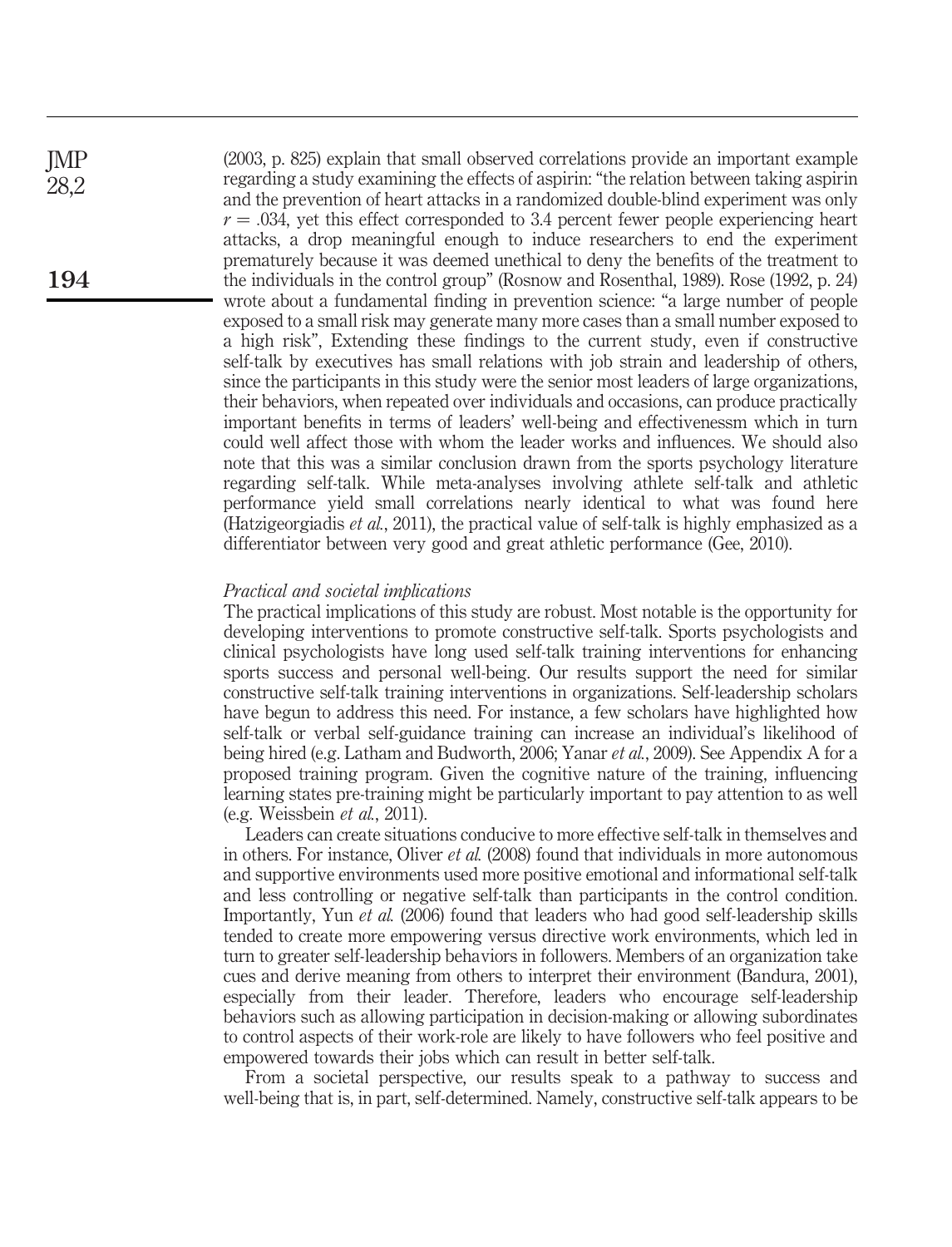(2003, p. 825) explain that small observed correlations provide an important example regarding a study examining the effects of aspirin: "the relation between taking aspirin and the prevention of heart attacks in a randomized double-blind experiment was only $r = .034$, yet this effect corresponded to 3.4 percent fewer people experiencing heart attacks, a drop meaningful enough to induce researchers to end the experiment prematurely because it was deemed unethical to deny the benefits of the treatment to the individuals in the control group" (Rosnow and Rosenthal, 1989). Rose (1992, p. 24) wrote about a fundamental finding in prevention science: "a large number of people exposed to a small risk may generate many more cases than a small number exposed to a high risk", Extending these findings to the current study, even if constructive self-talk by executives has small relations with job strain and leadership of others, since the participants in this study were the senior most leaders of large organizations, their behaviors, when repeated over individuals and occasions, can produce practically important benefits in terms of leaders' well-being and effectivenessm which in turn could well affect those with whom the leader works and influences. We should also note that this was a similar conclusion drawn from the sports psychology literature regarding self-talk. While meta-analyses involving athlete self-talk and athletic performance yield small correlations nearly identical to what was found here (Hatzigeorgiadis *et al.*, 2011), the practical value of self-talk is highly emphasized as a differentiator between very good and great athletic performance (Gee, 2010).

### *Practical and societal implications*

The practical implications of this study are robust. Most notable is the opportunity for developing interventions to promote constructive self-talk. Sports psychologists and clinical psychologists have long used self-talk training interventions for enhancing sports success and personal well-being. Our results support the need for similar constructive self-talk training interventions in organizations. Self-leadership scholars have begun to address this need. For instance, a few scholars have highlighted how self-talk or verbal self-guidance training can increase an individual's likelihood of being hired (e.g. Latham and Budworth, 2006; Yanar *et al.*, 2009). See Appendix A for a proposed training program. Given the cognitive nature of the training, influencing learning states pre-training might be particularly important to pay attention to as well (e.g. Weissbein *et al.*, 2011).

Leaders can create situations conducive to more effective self-talk in themselves and in others. For instance, Oliver *et al.* (2008) found that individuals in more autonomous and supportive environments used more positive emotional and informational self-talk and less controlling or negative self-talk than participants in the control condition. Importantly, Yun *et al.* (2006) found that leaders who had good self-leadership skills tended to create more empowering versus directive work environments, which led in turn to greater self-leadership behaviors in followers. Members of an organization take cues and derive meaning from others to interpret their environment (Bandura, 2001), especially from their leader. Therefore, leaders who encourage self-leadership behaviors such as allowing participation in decision-making or allowing subordinates to control aspects of their work-role are likely to have followers who feel positive and empowered towards their jobs which can result in better self-talk.

From a societal perspective, our results speak to a pathway to success and well-being that is, in part, self-determined. Namely, constructive self-talk appears to be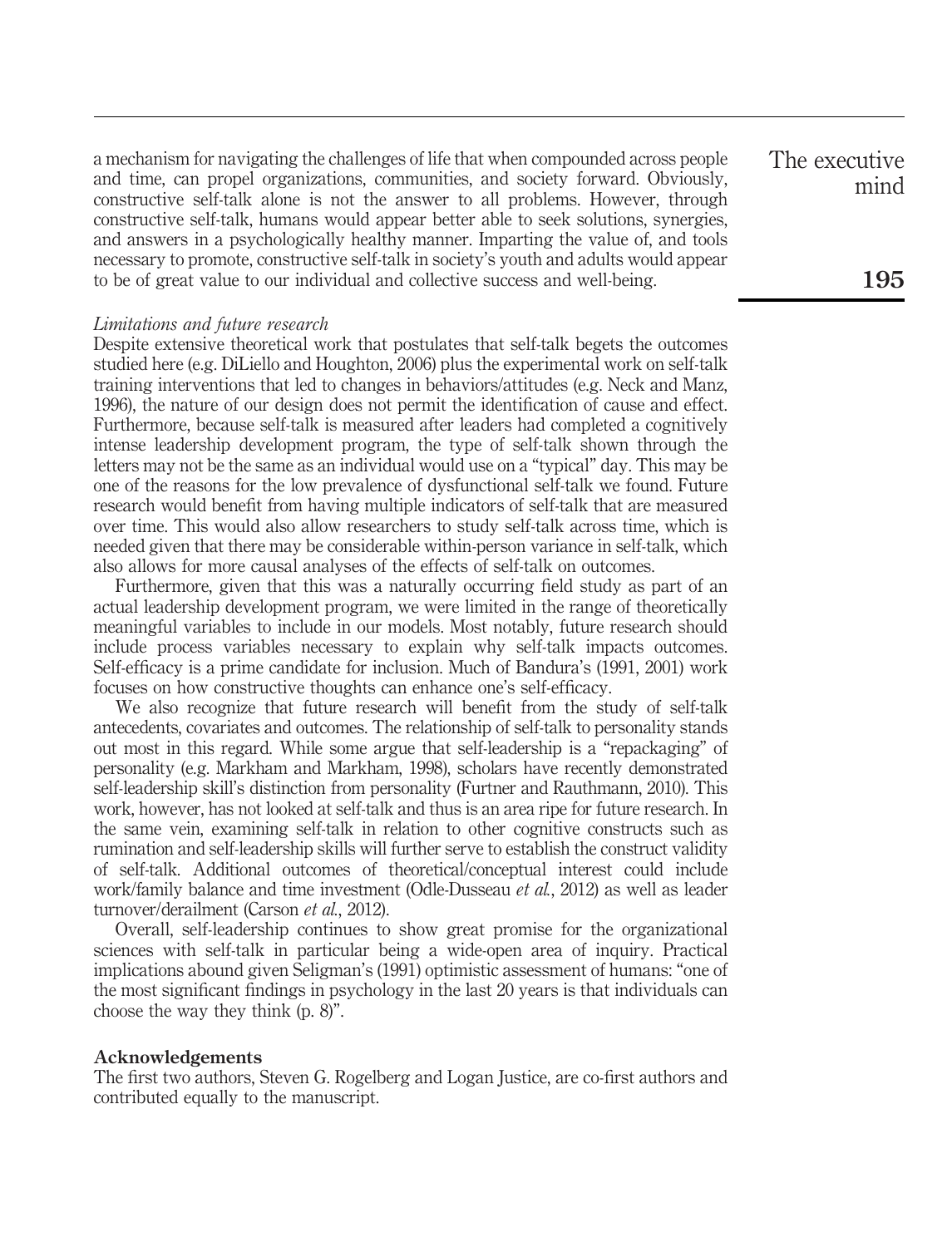a mechanism for navigating the challenges of life that when compounded across people and time, can propel organizations, communities, and society forward. Obviously, constructive self-talk alone is not the answer to all problems. However, through constructive self-talk, humans would appear better able to seek solutions, synergies, and answers in a psychologically healthy manner. Imparting the value of, and tools necessary to promote, constructive self-talk in society's youth and adults would appear to be of great value to our individual and collective success and well-being.

### *Limitations and future research*

Despite extensive theoretical work that postulates that self-talk begets the outcomes studied here (e.g. DiLiello and Houghton, 2006) plus the experimental work on self-talk training interventions that led to changes in behaviors/attitudes (e.g. Neck and Manz, 1996), the nature of our design does not permit the identification of cause and effect. Furthermore, because self-talk is measured after leaders had completed a cognitively intense leadership development program, the type of self-talk shown through the letters may not be the same as an individual would use on a "typical" day. This may be one of the reasons for the low prevalence of dysfunctional self-talk we found. Future research would benefit from having multiple indicators of self-talk that are measured over time. This would also allow researchers to study self-talk across time, which is needed given that there may be considerable within-person variance in self-talk, which also allows for more causal analyses of the effects of self-talk on outcomes.

Furthermore, given that this was a naturally occurring field study as part of an actual leadership development program, we were limited in the range of theoretically meaningful variables to include in our models. Most notably, future research should include process variables necessary to explain why self-talk impacts outcomes. Self-efficacy is a prime candidate for inclusion. Much of Bandura's (1991, 2001) work focuses on how constructive thoughts can enhance one's self-efficacy.

We also recognize that future research will benefit from the study of self-talk antecedents, covariates and outcomes. The relationship of self-talk to personality stands out most in this regard. While some argue that self-leadership is a "repackaging" of personality (e.g. Markham and Markham, 1998), scholars have recently demonstrated self-leadership skill's distinction from personality (Furtner and Rauthmann, 2010). This work, however, has not looked at self-talk and thus is an area ripe for future research. In the same vein, examining self-talk in relation to other cognitive constructs such as rumination and self-leadership skills will further serve to establish the construct validity of self-talk. Additional outcomes of theoretical/conceptual interest could include work/family balance and time investment (Odle-Dusseau *et al.*, 2012) as well as leader turnover/derailment (Carson *et al.*, 2012).

Overall, self-leadership continues to show great promise for the organizational sciences with self-talk in particular being a wide-open area of inquiry. Practical implications abound given Seligman's (1991) optimistic assessment of humans: "one of the most significant findings in psychology in the last 20 years is that individuals can choose the way they think (p. 8)".

## Acknowledgements

The first two authors, Steven G. Rogelberg and Logan Justice, are co-first authors and contributed equally to the manuscript.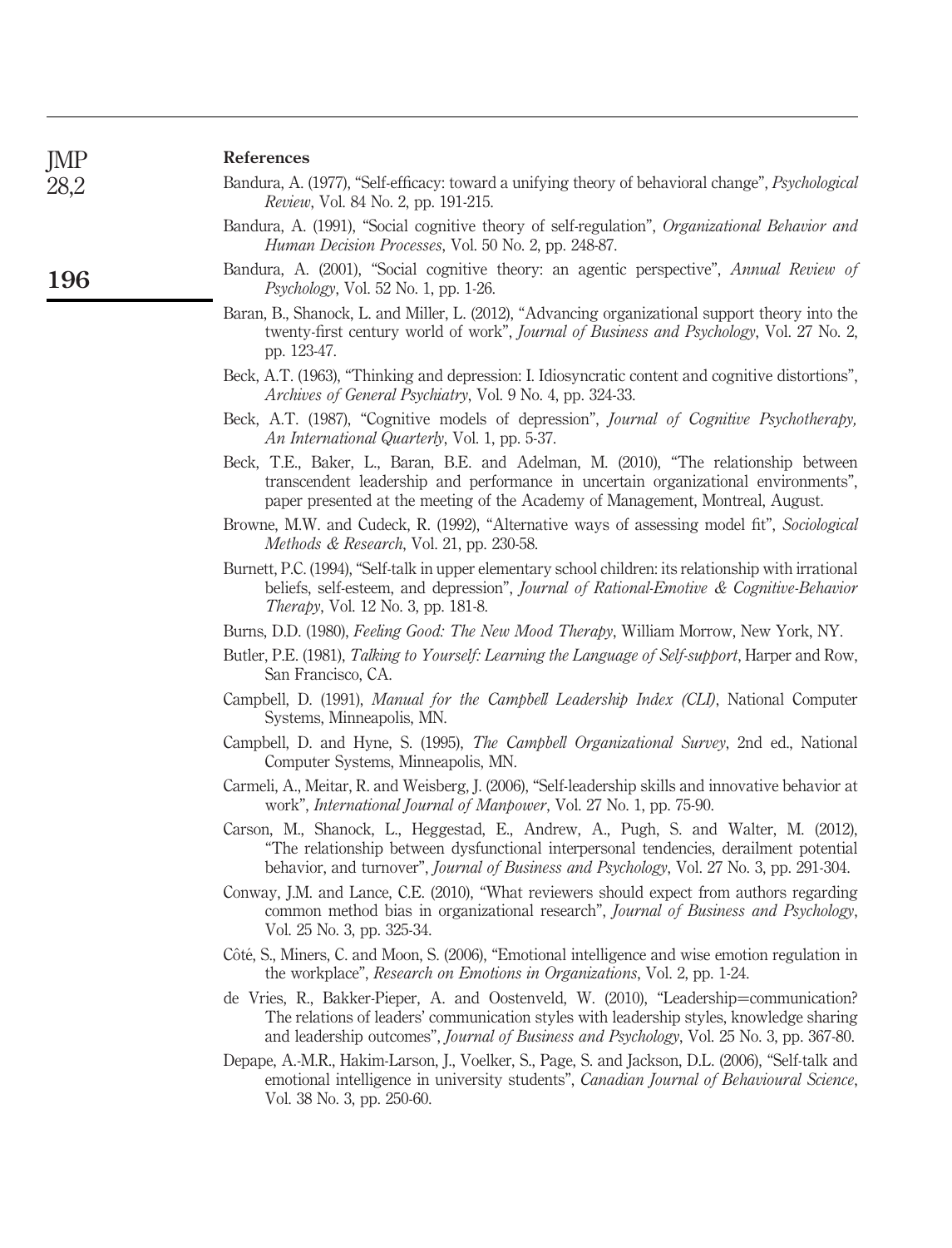## References

Bandura, A. (1977), "Self-efficacy: toward a unifying theory of behavioral change", *Psychological Review*, Vol. 84 No. 2, pp. 191-215.

Bandura, A. (1991), "Social cognitive theory of self-regulation", *Organizational Behavior and Human Decision Processes*, Vol. 50 No. 2, pp. 248-87.

Bandura, A. (2001), "Social cognitive theory: an agentic perspective", *Annual Review of Psychology*, Vol. 52 No. 1, pp. 1-26.

Baran, B., Shanock, L. and Miller, L. (2012), "Advancing organizational support theory into the twenty-first century world of work", *Journal of Business and Psychology*, Vol. 27 No. 2, pp. 123-47.

Beck, A.T. (1963), "Thinking and depression: I. Idiosyncratic content and cognitive distortions", *Archives of General Psychiatry*, Vol. 9 No. 4, pp. 324-33.

Beck, A.T. (1987), "Cognitive models of depression", *Journal of Cognitive Psychotherapy, An International Quarterly*, Vol. 1, pp. 5-37.

Beck, T.E., Baker, L., Baran, B.E. and Adelman, M. (2010), "The relationship between transcendent leadership and performance in uncertain organizational environments", paper presented at the meeting of the Academy of Management, Montreal, August.

Browne, M.W. and Cudeck, R. (1992), "Alternative ways of assessing model fit", *Sociological Methods & Research*, Vol. 21, pp. 230-58.

Burnett, P.C. (1994), "Self-talk in upper elementary school children: its relationship with irrational beliefs, self-esteem, and depression", *Journal of Rational-Emotive & Cognitive-Behavior Therapy*, Vol. 12 No. 3, pp. 181-8.

Burns, D.D. (1980), *Feeling Good: The New Mood Therapy*, William Morrow, New York, NY.

Butler, P.E. (1981), *Talking to Yourself: Learning the Language of Self-support*, Harper and Row, San Francisco, CA.

Campbell, D. (1991), *Manual for the Campbell Leadership Index (CLI)*, National Computer Systems, Minneapolis, MN.

Campbell, D. and Hyne, S. (1995), *The Campbell Organizational Survey*, 2nd ed., National Computer Systems, Minneapolis, MN.

Carmeli, A., Meitar, R. and Weisberg, J. (2006), "Self-leadership skills and innovative behavior at work", *International Journal of Manpower*, Vol. 27 No. 1, pp. 75-90.

Carson, M., Shanock, L., Heggestad, E., Andrew, A., Pugh, S. and Walter, M. (2012), "The relationship between dysfunctional interpersonal tendencies, derailment potential behavior, and turnover", *Journal of Business and Psychology*, Vol. 27 No. 3, pp. 291-304.

Conway, J.M. and Lance, C.E. (2010), "What reviewers should expect from authors regarding common method bias in organizational research", *Journal of Business and Psychology*, Vol. 25 No. 3, pp. 325-34.

Côté, S., Miners, C. and Moon, S. (2006), "Emotional intelligence and wise emotion regulation in the workplace", *Research on Emotions in Organizations*, Vol. 2, pp. 1-24.

de Vries, R., Bakker-Pieper, A. and Oostenveld, W. (2010), "Leadership=communication? The relations of leaders' communication styles with leadership styles, knowledge sharing and leadership outcomes", *Journal of Business and Psychology*, Vol. 25 No. 3, pp. 367-80.

Depape, A.-M.R., Hakim-Larson, J., Voelker, S., Page, S. and Jackson, D.L. (2006), "Self-talk and emotional intelligence in university students", *Canadian Journal of Behavioural Science*, Vol. 38 No. 3, pp. 250-60.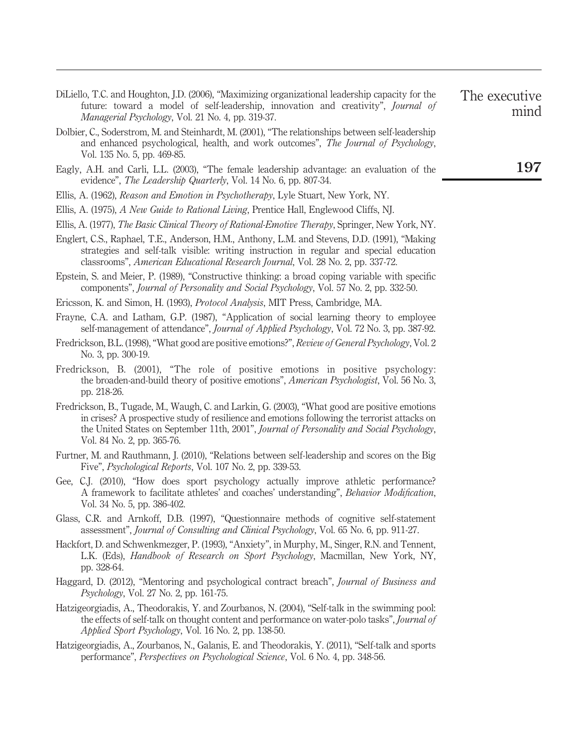DiLiello, T.C. and Houghton, J.D. (2006), "Maximizing organizational leadership capacity for the future: toward a model of self-leadership, innovation and creativity", *Journal of Managerial Psychology*, Vol. 21 No. 4, pp. 319-37.

Dolbier, C., Soderstrom, M. and Steinhardt, M. (2001), "The relationships between self-leadership and enhanced psychological, health, and work outcomes", *The Journal of Psychology*, Vol. 135 No. 5, pp. 469-85.

Eagly, A.H. and Carli, L.L. (2003), "The female leadership advantage: an evaluation of the evidence", *The Leadership Quarterly*, Vol. 14 No. 6, pp. 807-34.

Ellis, A. (1962), *Reason and Emotion in Psychotherapy*, Lyle Stuart, New York, NY.

Ellis, A. (1975), *A New Guide to Rational Living*, Prentice Hall, Englewood Cliffs, NJ.

Ellis, A. (1977), *The Basic Clinical Theory of Rational-Emotive Therapy*, Springer, New York, NY.

Englert, C.S., Raphael, T.E., Anderson, H.M., Anthony, L.M. and Stevens, D.D. (1991), "Making strategies and self-talk visible: writing instruction in regular and special education classrooms", *American Educational Research Journal*, Vol. 28 No. 2, pp. 337-72.

Epstein, S. and Meier, P. (1989), "Constructive thinking: a broad coping variable with specific components", *Journal of Personality and Social Psychology*, Vol. 57 No. 2, pp. 332-50.

Ericsson, K. and Simon, H. (1993), *Protocol Analysis*, MIT Press, Cambridge, MA.

Frayne, C.A. and Latham, G.P. (1987), "Application of social learning theory to employee self-management of attendance", *Journal of Applied Psychology*, Vol. 72 No. 3, pp. 387-92.

Fredrickson, B.L. (1998), "What good are positive emotions?", *Review of General Psychology*, Vol. 2 No. 3, pp. 300-19.

Fredrickson, B. (2001), "The role of positive emotions in positive psychology: the broaden-and-build theory of positive emotions", *American Psychologist*, Vol. 56 No. 3, pp. 218-26.

Fredrickson, B., Tugade, M., Waugh, C. and Larkin, G. (2003), "What good are positive emotions in crises? A prospective study of resilience and emotions following the terrorist attacks on the United States on September 11th, 2001", *Journal of Personality and Social Psychology*, Vol. 84 No. 2, pp. 365-76.

Furtner, M. and Rauthmann, J. (2010), "Relations between self-leadership and scores on the Big Five", *Psychological Reports*, Vol. 107 No. 2, pp. 339-53.

Gee, C.J. (2010), "How does sport psychology actually improve athletic performance? A framework to facilitate athletes' and coaches' understanding", *Behavior Modification*, Vol. 34 No. 5, pp. 386-402.

Glass, C.R. and Arnkoff, D.B. (1997), "Questionnaire methods of cognitive self-statement assessment", *Journal of Consulting and Clinical Psychology*, Vol. 65 No. 6, pp. 911-27.

Hackfort, D. and Schwenkmezger, P. (1993), "Anxiety", in Murphy, M., Singer, R.N. and Tennent, L.K. (Eds), *Handbook of Research on Sport Psychology*, Macmillan, New York, NY, pp. 328-64.

Haggard, D. (2012), "Mentoring and psychological contract breach", *Journal of Business and Psychology*, Vol. 27 No. 2, pp. 161-75.

Hatzigeorgiadis, A., Theodorakis, Y. and Zourbanos, N. (2004), "Self-talk in the swimming pool: the effects of self-talk on thought content and performance on water-polo tasks", *Journal of Applied Sport Psychology*, Vol. 16 No. 2, pp. 138-50.

Hatzigeorgiadis, A., Zourbanos, N., Galanis, E. and Theodorakis, Y. (2011), "Self-talk and sports performance", *Perspectives on Psychological Science*, Vol. 6 No. 4, pp. 348-56.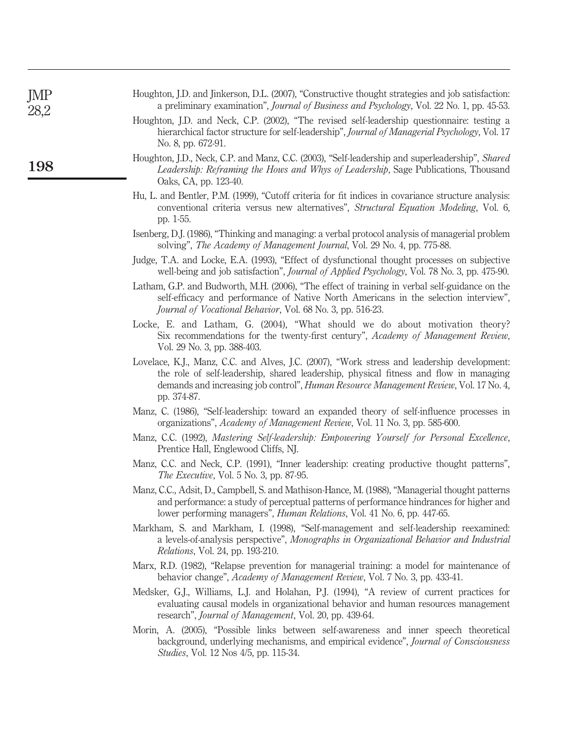Houghton, J.D. and Jinkerson, D.L. (2007), "Constructive thought strategies and job satisfaction: a preliminary examination", *Journal of Business and Psychology*, Vol. 22 No. 1, pp. 45-53.

Houghton, J.D. and Neck, C.P. (2002), "The revised self-leadership questionnaire: testing a hierarchical factor structure for self-leadership", *Journal of Managerial Psychology*, Vol. 17 No. 8, pp. 672-91.

Houghton, J.D., Neck, C.P. and Manz, C.C. (2003), "Self-leadership and superleadership", *Shared Leadership: Reframing the Hows and Whys of Leadership*, Sage Publications, Thousand Oaks, CA, pp. 123-40.

Hu, L. and Bentler, P.M. (1999), "Cutoff criteria for fit indices in covariance structure analysis: conventional criteria versus new alternatives", *Structural Equation Modeling*, Vol. 6, pp. 1-55.

Isenberg, D.J. (1986), "Thinking and managing: a verbal protocol analysis of managerial problem solving", *The Academy of Management Journal*, Vol. 29 No. 4, pp. 775-88.

Judge, T.A. and Locke, E.A. (1993), "Effect of dysfunctional thought processes on subjective well-being and job satisfaction", *Journal of Applied Psychology*, Vol. 78 No. 3, pp. 475-90.

Latham, G.P. and Budworth, M.H. (2006), "The effect of training in verbal self-guidance on the self-efficacy and performance of Native North Americans in the selection interview", *Journal of Vocational Behavior*, Vol. 68 No. 3, pp. 516-23.

Locke, E. and Latham, G. (2004), "What should we do about motivation theory? Six recommendations for the twenty-first century", *Academy of Management Review*, Vol. 29 No. 3, pp. 388-403.

Lovelace, K.J., Manz, C.C. and Alves, J.C. (2007), "Work stress and leadership development: the role of self-leadership, shared leadership, physical fitness and flow in managing demands and increasing job control", *Human Resource Management Review*, Vol. 17 No. 4, pp. 374-87.

Manz, C. (1986), "Self-leadership: toward an expanded theory of self-influence processes in organizations", *Academy of Management Review*, Vol. 11 No. 3, pp. 585-600.

Manz, C.C. (1992), *Mastering Self-leadership: Empowering Yourself for Personal Excellence*, Prentice Hall, Englewood Cliffs, NJ.

Manz, C.C. and Neck, C.P. (1991), "Inner leadership: creating productive thought patterns", *The Executive*, Vol. 5 No. 3, pp. 87-95.

Manz, C.C., Adsit, D., Campbell, S. and Mathison-Hance, M. (1988), "Managerial thought patterns and performance: a study of perceptual patterns of performance hindrances for higher and lower performing managers", *Human Relations*, Vol. 41 No. 6, pp. 447-65.

Markham, S. and Markham, I. (1998), "Self-management and self-leadership reexamined: a levels-of-analysis perspective", *Monographs in Organizational Behavior and Industrial Relations*, Vol. 24, pp. 193-210.

Marx, R.D. (1982), "Relapse prevention for managerial training: a model for maintenance of behavior change", *Academy of Management Review*, Vol. 7 No. 3, pp. 433-41.

Medsker, G.J., Williams, L.J. and Holahan, P.J. (1994), "A review of current practices for evaluating causal models in organizational behavior and human resources management research", *Journal of Management*, Vol. 20, pp. 439-64.

Morin, A. (2005), "Possible links between self-awareness and inner speech theoretical background, underlying mechanisms, and empirical evidence", *Journal of Consciousness Studies*, Vol. 12 Nos 4/5, pp. 115-34.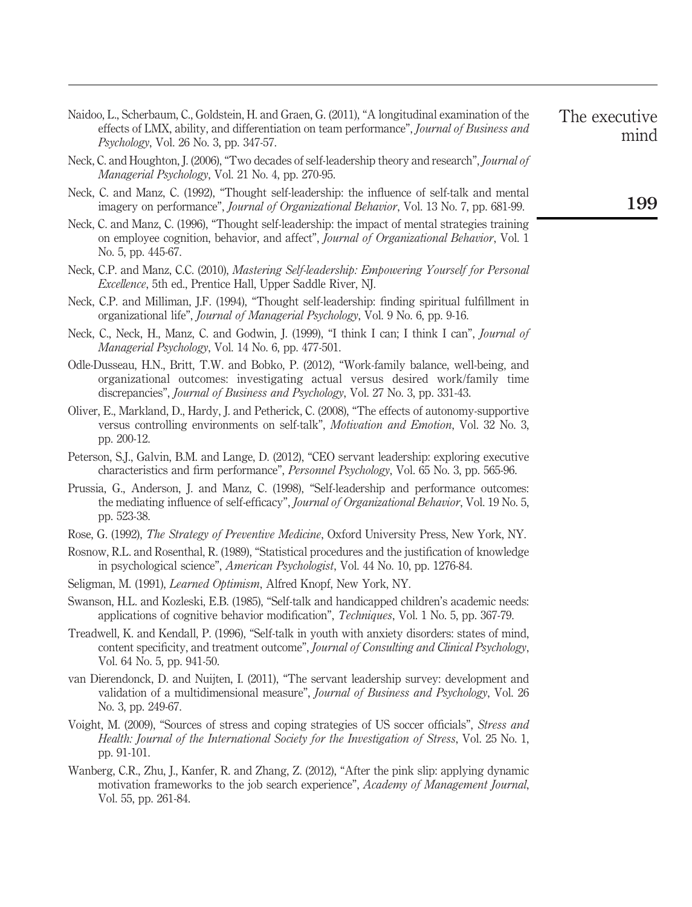Naidoo, L., Scherbaum, C., Goldstein, H. and Graen, G. (2011), "A longitudinal examination of the effects of LMX, ability, and differentiation on team performance", *Journal of Business and Psychology*, Vol. 26 No. 3, pp. 347-57.

Neck, C. and Houghton, J. (2006), "Two decades of self-leadership theory and research", *Journal of Managerial Psychology*, Vol. 21 No. 4, pp. 270-95.

Neck, C. and Manz, C. (1992), "Thought self-leadership: the influence of self-talk and mental imagery on performance", *Journal of Organizational Behavior*, Vol. 13 No. 7, pp. 681-99.

Neck, C. and Manz, C. (1996), "Thought self-leadership: the impact of mental strategies training on employee cognition, behavior, and affect", *Journal of Organizational Behavior*, Vol. 1 No. 5, pp. 445-67.

Neck, C.P. and Manz, C.C. (2010), *Mastering Self-leadership: Empowering Yourself for Personal Excellence*, 5th ed., Prentice Hall, Upper Saddle River, NJ.

Neck, C.P. and Milliman, J.F. (1994), "Thought self-leadership: finding spiritual fulfillment in organizational life", *Journal of Managerial Psychology*, Vol. 9 No. 6, pp. 9-16.

Neck, C., Neck, H., Manz, C. and Godwin, J. (1999), "I think I can; I think I can", *Journal of Managerial Psychology*, Vol. 14 No. 6, pp. 477-501.

Odle-Dusseau, H.N., Britt, T.W. and Bobko, P. (2012), "Work-family balance, well-being, and organizational outcomes: investigating actual versus desired work/family time discrepancies", *Journal of Business and Psychology*, Vol. 27 No. 3, pp. 331-43.

Oliver, E., Markland, D., Hardy, J. and Petherick, C. (2008), "The effects of autonomy-supportive versus controlling environments on self-talk", *Motivation and Emotion*, Vol. 32 No. 3, pp. 200-12.

Peterson, S.J., Galvin, B.M. and Lange, D. (2012), "CEO servant leadership: exploring executive characteristics and firm performance", *Personnel Psychology*, Vol. 65 No. 3, pp. 565-96.

Prussia, G., Anderson, J. and Manz, C. (1998), "Self-leadership and performance outcomes: the mediating influence of self-efficacy", *Journal of Organizational Behavior*, Vol. 19 No. 5, pp. 523-38.

Rose, G. (1992), *The Strategy of Preventive Medicine*, Oxford University Press, New York, NY.

Rosnow, R.L. and Rosenthal, R. (1989), "Statistical procedures and the justification of knowledge in psychological science", *American Psychologist*, Vol. 44 No. 10, pp. 1276-84.

Seligman, M. (1991), *Learned Optimism*, Alfred Knopf, New York, NY.

Swanson, H.L. and Kozleski, E.B. (1985), "Self-talk and handicapped children's academic needs: applications of cognitive behavior modification", *Techniques*, Vol. 1 No. 5, pp. 367-79.

Treadwell, K. and Kendall, P. (1996), "Self-talk in youth with anxiety disorders: states of mind, content specificity, and treatment outcome", *Journal of Consulting and Clinical Psychology*, Vol. 64 No. 5, pp. 941-50.

van Dierendonck, D. and Nuijten, I. (2011), "The servant leadership survey: development and validation of a multidimensional measure", *Journal of Business and Psychology*, Vol. 26 No. 3, pp. 249-67.

Voight, M. (2009), "Sources of stress and coping strategies of US soccer officials", *Stress and Health: Journal of the International Society for the Investigation of Stress*, Vol. 25 No. 1, pp. 91-101.

Wanberg, C.R., Zhu, J., Kanfer, R. and Zhang, Z. (2012), "After the pink slip: applying dynamic motivation frameworks to the job search experience", *Academy of Management Journal*, Vol. 55, pp. 261-84.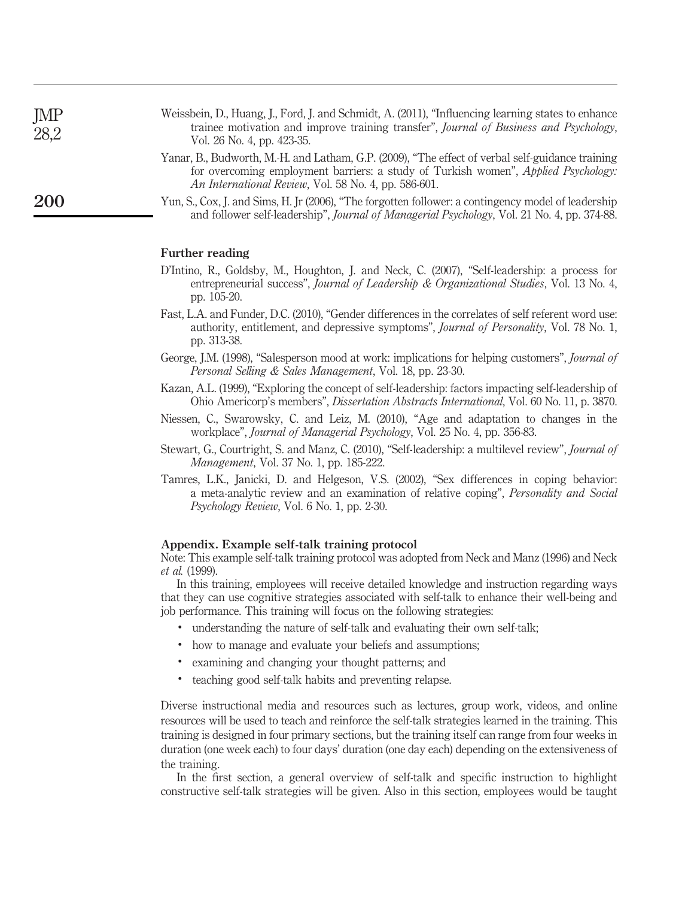Weissbein, D., Huang, J., Ford, J. and Schmidt, A. (2011), "Influencing learning states to enhance trainee motivation and improve training transfer", *Journal of Business and Psychology*, Vol. 26 No. 4, pp. 423-35.

Yanar, B., Budworth, M.-H. and Latham, G.P. (2009), "The effect of verbal self-guidance training for overcoming employment barriers: a study of Turkish women", *Applied Psychology: An International Review*, Vol. 58 No. 4, pp. 586-601.

Yun, S., Cox, J. and Sims, H. Jr (2006), "The forgotten follower: a contingency model of leadership and follower self-leadership", *Journal of Managerial Psychology*, Vol. 21 No. 4, pp. 374-88.

## Further reading

D'Intino, R., Goldsby, M., Houghton, J. and Neck, C. (2007), "Self-leadership: a process for entrepreneurial success", *Journal of Leadership & Organizational Studies*, Vol. 13 No. 4, pp. 105-20.

Fast, L.A. and Funder, D.C. (2010), "Gender differences in the correlates of self referent word use: authority, entitlement, and depressive symptoms", *Journal of Personality*, Vol. 78 No. 1, pp. 313-38.

George, J.M. (1998), "Salesperson mood at work: implications for helping customers", *Journal of Personal Selling & Sales Management*, Vol. 18, pp. 23-30.

Kazan, A.L. (1999), "Exploring the concept of self-leadership: factors impacting self-leadership of Ohio Americorp's members", *Dissertation Abstracts International*, Vol. 60 No. 11, p. 3870.

Niessen, C., Swarowsky, C. and Leiz, M. (2010), "Age and adaptation to changes in the workplace", *Journal of Managerial Psychology*, Vol. 25 No. 4, pp. 356-83.

Stewart, G., Courtright, S. and Manz, C. (2010), "Self-leadership: a multilevel review", *Journal of Management*, Vol. 37 No. 1, pp. 185-222.

Tamres, L.K., Janicki, D. and Helgeson, V.S. (2002), "Sex differences in coping behavior: a meta-analytic review and an examination of relative coping", *Personality and Social Psychology Review*, Vol. 6 No. 1, pp. 2-30.

## Appendix. Example self-talk training protocol

Note: This example self-talk training protocol was adopted from Neck and Manz (1996) and Neck *et al.* (1999).

In this training, employees will receive detailed knowledge and instruction regarding ways that they can use cognitive strategies associated with self-talk to enhance their well-being and job performance. This training will focus on the following strategies:

- understanding the nature of self-talk and evaluating their own self-talk;
- how to manage and evaluate your beliefs and assumptions;
- examining and changing your thought patterns; and
- teaching good self-talk habits and preventing relapse.

Diverse instructional media and resources such as lectures, group work, videos, and online resources will be used to teach and reinforce the self-talk strategies learned in the training. This training is designed in four primary sections, but the training itself can range from four weeks in duration (one week each) to four days' duration (one day each) depending on the extensiveness of the training.

In the first section, a general overview of self-talk and specific instruction to highlight constructive self-talk strategies will be given. Also in this section, employees would be taught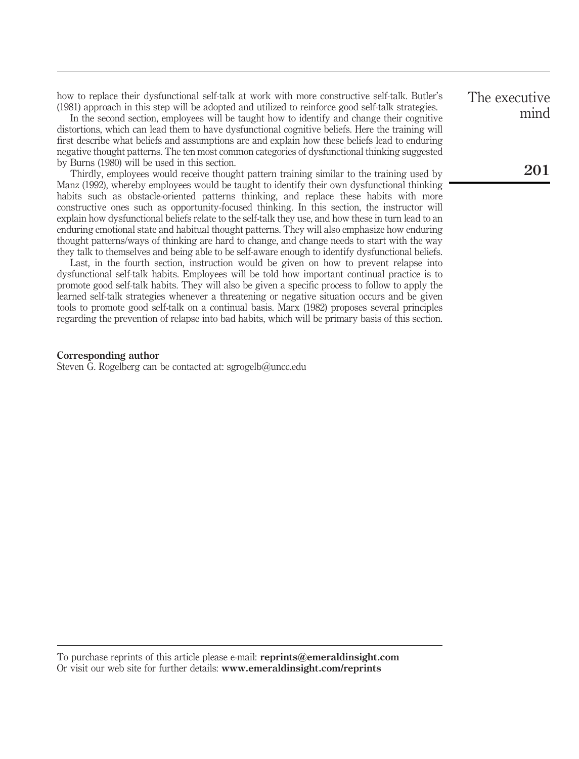how to replace their dysfunctional self-talk at work with more constructive self-talk. Butler's (1981) approach in this step will be adopted and utilized to reinforce good self-talk strategies.

In the second section, employees will be taught how to identify and change their cognitive distortions, which can lead them to have dysfunctional cognitive beliefs. Here the training will first describe what beliefs and assumptions are and explain how these beliefs lead to enduring negative thought patterns. The ten most common categories of dysfunctional thinking suggested by Burns (1980) will be used in this section.

Thirdly, employees would receive thought pattern training similar to the training used by Manz (1992), whereby employees would be taught to identify their own dysfunctional thinking habits such as obstacle-oriented patterns thinking, and replace these habits with more constructive ones such as opportunity-focused thinking. In this section, the instructor will explain how dysfunctional beliefs relate to the self-talk they use, and how these in turn lead to an enduring emotional state and habitual thought patterns. They will also emphasize how enduring thought patterns/ways of thinking are hard to change, and change needs to start with the way they talk to themselves and being able to be self-aware enough to identify dysfunctional beliefs.

Last, in the fourth section, instruction would be given on how to prevent relapse into dysfunctional self-talk habits. Employees will be told how important continual practice is to promote good self-talk habits. They will also be given a specific process to follow to apply the learned self-talk strategies whenever a threatening or negative situation occurs and be given tools to promote good self-talk on a continual basis. Marx (1982) proposes several principles regarding the prevention of relapse into bad habits, which will be primary basis of this section.

**Corresponding author**
Steven G. Rogelberg can be contacted at: sgrogelb@uncc.edu

To purchase reprints of this article please e-mail: **reprints@emeraldinsight.com**
Or visit our web site for further details: **www.emeraldinsight.com/reprints**